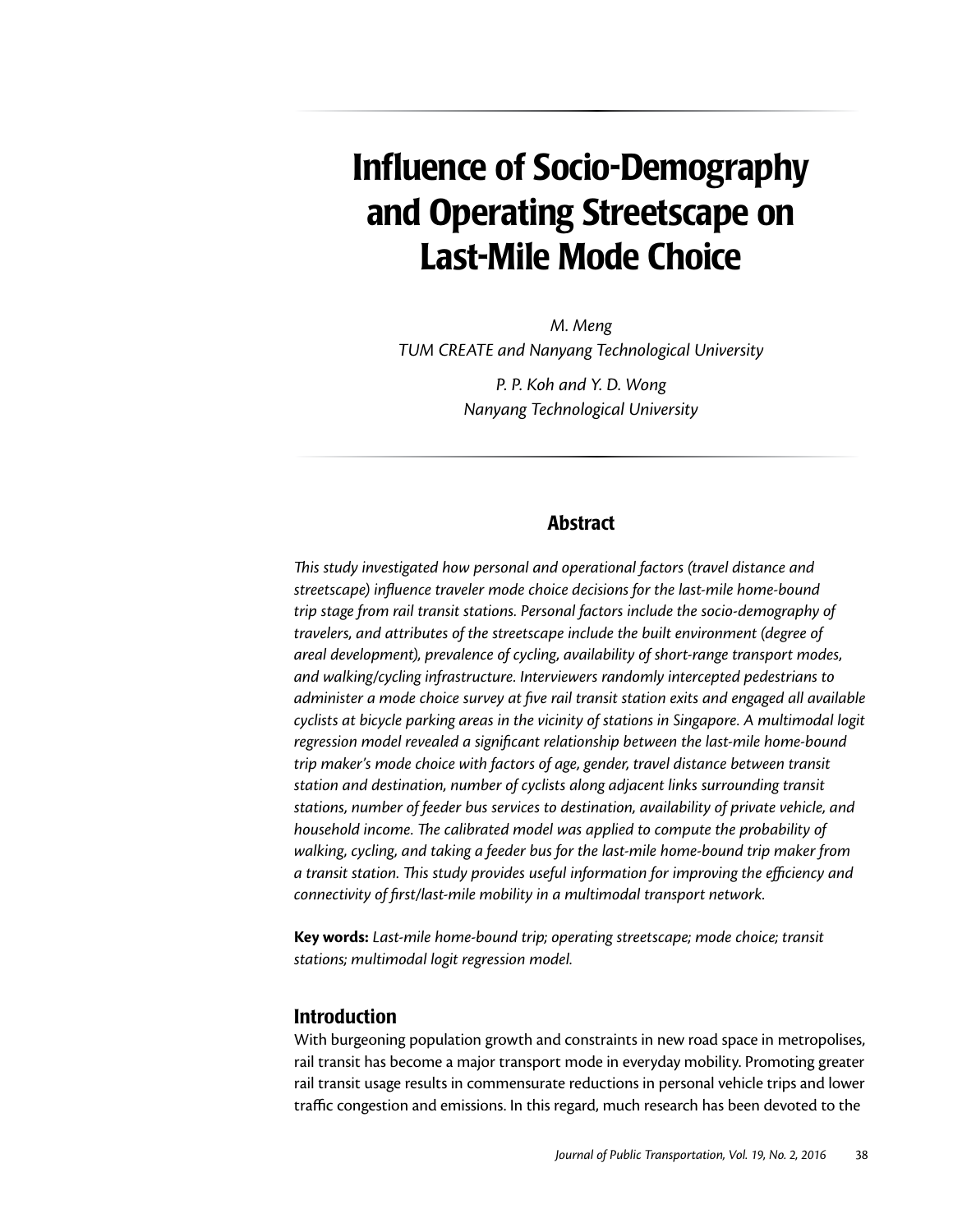# Influence of Socio-Demography and Operating Streetscape on Last-Mile Mode Choice

*M. Meng*
*TUM CREATE and Nanyang Technological University*

*P. P. Koh and Y. D. Wong*
*Nanyang Technological University*

## Abstract

*This study investigated how personal and operational factors (travel distance and streetscape) influence traveler mode choice decisions for the last-mile home-bound trip stage from rail transit stations. Personal factors include the socio-demography of travelers, and attributes of the streetscape include the built environment (degree of areal development), prevalence of cycling, availability of short-range transport modes, and walking/cycling infrastructure. Interviewers randomly intercepted pedestrians to administer a mode choice survey at five rail transit station exits and engaged all available cyclists at bicycle parking areas in the vicinity of stations in Singapore. A multimodal logit regression model revealed a significant relationship between the last-mile home-bound trip maker's mode choice with factors of age, gender, travel distance between transit station and destination, number of cyclists along adjacent links surrounding transit stations, number of feeder bus services to destination, availability of private vehicle, and household income. The calibrated model was applied to compute the probability of walking, cycling, and taking a feeder bus for the last-mile home-bound trip maker from a transit station. This study provides useful information for improving the efficiency and connectivity of first/last-mile mobility in a multimodal transport network.*

**Key words:** *Last-mile home-bound trip; operating streetscape; mode choice; transit stations; multimodal logit regression model.*

## Introduction

With burgeoning population growth and constraints in new road space in metropolises, rail transit has become a major transport mode in everyday mobility. Promoting greater rail transit usage results in commensurate reductions in personal vehicle trips and lower traffic congestion and emissions. In this regard, much research has been devoted to the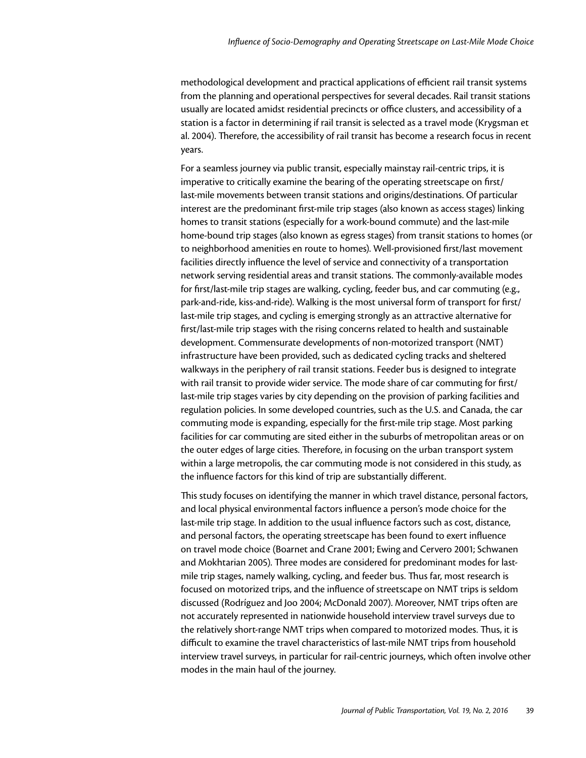methodological development and practical applications of efficient rail transit systems from the planning and operational perspectives for several decades. Rail transit stations usually are located amidst residential precincts or office clusters, and accessibility of a station is a factor in determining if rail transit is selected as a travel mode (Krygsman et al. 2004). Therefore, the accessibility of rail transit has become a research focus in recent years.

For a seamless journey via public transit, especially mainstay rail-centric trips, it is imperative to critically examine the bearing of the operating streetscape on first/last-mile movements between transit stations and origins/destinations. Of particular interest are the predominant first-mile trip stages (also known as access stages) linking homes to transit stations (especially for a work-bound commute) and the last-mile home-bound trip stages (also known as egress stages) from transit stations to homes (or to neighborhood amenities en route to homes). Well-provisioned first/last movement facilities directly influence the level of service and connectivity of a transportation network serving residential areas and transit stations. The commonly-available modes for first/last-mile trip stages are walking, cycling, feeder bus, and car commuting (e.g., park-and-ride, kiss-and-ride). Walking is the most universal form of transport for first/last-mile trip stages, and cycling is emerging strongly as an attractive alternative for first/last-mile trip stages with the rising concerns related to health and sustainable development. Commensurate developments of non-motorized transport (NMT) infrastructure have been provided, such as dedicated cycling tracks and sheltered walkways in the periphery of rail transit stations. Feeder bus is designed to integrate with rail transit to provide wider service. The mode share of car commuting for first/last-mile trip stages varies by city depending on the provision of parking facilities and regulation policies. In some developed countries, such as the U.S. and Canada, the car commuting mode is expanding, especially for the first-mile trip stage. Most parking facilities for car commuting are sited either in the suburbs of metropolitan areas or on the outer edges of large cities. Therefore, in focusing on the urban transport system within a large metropolis, the car commuting mode is not considered in this study, as the influence factors for this kind of trip are substantially different.

This study focuses on identifying the manner in which travel distance, personal factors, and local physical environmental factors influence a person's mode choice for the last-mile trip stage. In addition to the usual influence factors such as cost, distance, and personal factors, the operating streetscape has been found to exert influence on travel mode choice (Boarnet and Crane 2001; Ewing and Cervero 2001; Schwanen and Mokhtarian 2005). Three modes are considered for predominant modes for last-mile trip stages, namely walking, cycling, and feeder bus. Thus far, most research is focused on motorized trips, and the influence of streetscape on NMT trips is seldom discussed (Rodríguez and Joo 2004; McDonald 2007). Moreover, NMT trips often are not accurately represented in nationwide household interview travel surveys due to the relatively short-range NMT trips when compared to motorized modes. Thus, it is difficult to examine the travel characteristics of last-mile NMT trips from household interview travel surveys, in particular for rail-centric journeys, which often involve other modes in the main haul of the journey.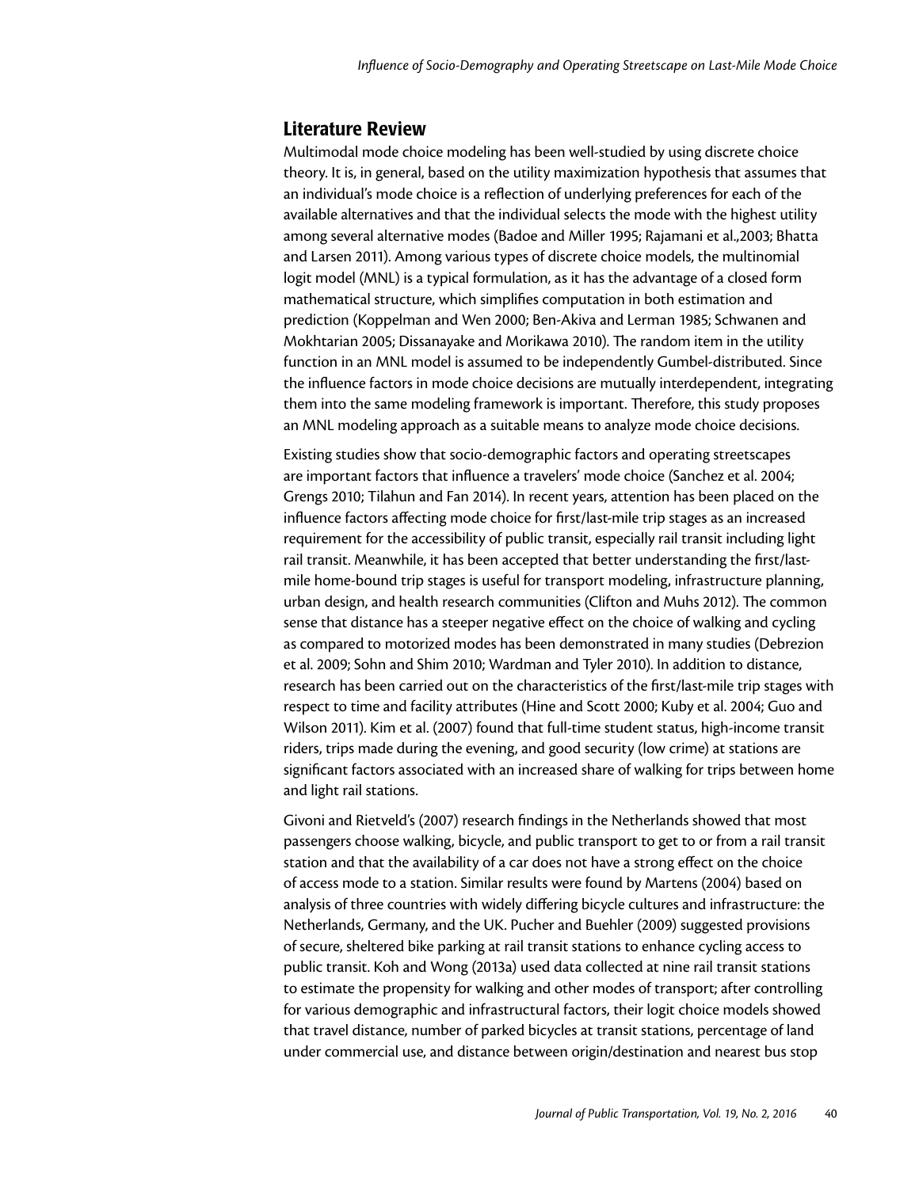## Literature Review

Multimodal mode choice modeling has been well-studied by using discrete choice theory. It is, in general, based on the utility maximization hypothesis that assumes that an individual's mode choice is a reflection of underlying preferences for each of the available alternatives and that the individual selects the mode with the highest utility among several alternative modes (Badoe and Miller 1995; Rajamani et al.,2003; Bhatta and Larsen 2011). Among various types of discrete choice models, the multinomial logit model (MNL) is a typical formulation, as it has the advantage of a closed form mathematical structure, which simplifies computation in both estimation and prediction (Koppelman and Wen 2000; Ben-Akiva and Lerman 1985; Schwanen and Mokhtarian 2005; Dissanayake and Morikawa 2010). The random item in the utility function in an MNL model is assumed to be independently Gumbel-distributed. Since the influence factors in mode choice decisions are mutually interdependent, integrating them into the same modeling framework is important. Therefore, this study proposes an MNL modeling approach as a suitable means to analyze mode choice decisions.

Existing studies show that socio-demographic factors and operating streetscapes are important factors that influence a travelers' mode choice (Sanchez et al. 2004; Grengs 2010; Tilahun and Fan 2014). In recent years, attention has been placed on the influence factors affecting mode choice for first/last-mile trip stages as an increased requirement for the accessibility of public transit, especially rail transit including light rail transit. Meanwhile, it has been accepted that better understanding the first/last-mile home-bound trip stages is useful for transport modeling, infrastructure planning, urban design, and health research communities (Clifton and Muhs 2012). The common sense that distance has a steeper negative effect on the choice of walking and cycling as compared to motorized modes has been demonstrated in many studies (Debrezion et al. 2009; Sohn and Shim 2010; Wardman and Tyler 2010). In addition to distance, research has been carried out on the characteristics of the first/last-mile trip stages with respect to time and facility attributes (Hine and Scott 2000; Kuby et al. 2004; Guo and Wilson 2011). Kim et al. (2007) found that full-time student status, high-income transit riders, trips made during the evening, and good security (low crime) at stations are significant factors associated with an increased share of walking for trips between home and light rail stations.

Givoni and Rietveld's (2007) research findings in the Netherlands showed that most passengers choose walking, bicycle, and public transport to get to or from a rail transit station and that the availability of a car does not have a strong effect on the choice of access mode to a station. Similar results were found by Martens (2004) based on analysis of three countries with widely differing bicycle cultures and infrastructure: the Netherlands, Germany, and the UK. Pucher and Buehler (2009) suggested provisions of secure, sheltered bike parking at rail transit stations to enhance cycling access to public transit. Koh and Wong (2013a) used data collected at nine rail transit stations to estimate the propensity for walking and other modes of transport; after controlling for various demographic and infrastructural factors, their logit choice models showed that travel distance, number of parked bicycles at transit stations, percentage of land under commercial use, and distance between origin/destination and nearest bus stop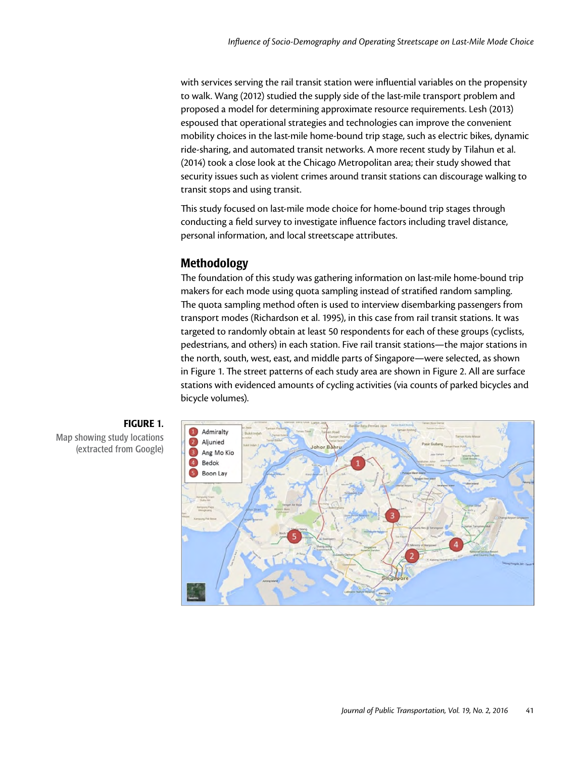with services serving the rail transit station were influential variables on the propensity to walk. Wang (2012) studied the supply side of the last-mile transport problem and proposed a model for determining approximate resource requirements. Lesh (2013) espoused that operational strategies and technologies can improve the convenient mobility choices in the last-mile home-bound trip stage, such as electric bikes, dynamic ride-sharing, and automated transit networks. A more recent study by Tilahun et al. (2014) took a close look at the Chicago Metropolitan area; their study showed that security issues such as violent crimes around transit stations can discourage walking to transit stops and using transit.

This study focused on last-mile mode choice for home-bound trip stages through conducting a field survey to investigate influence factors including travel distance, personal information, and local streetscape attributes.

## Methodology

The foundation of this study was gathering information on last-mile home-bound trip makers for each mode using quota sampling instead of stratified random sampling. The quota sampling method often is used to interview disembarking passengers from transport modes (Richardson et al. 1995), in this case from rail transit stations. It was targeted to randomly obtain at least 50 respondents for each of these groups (cyclists, pedestrians, and others) in each station. Five rail transit stations—the major stations in the north, south, west, east, and middle parts of Singapore—were selected, as shown in Figure 1. The street patterns of each study area are shown in Figure 2. All are surface stations with evidenced amounts of cycling activities (via counts of parked bicycles and bicycle volumes).

**FIGURE 1.**
Map showing study locations (extracted from Google)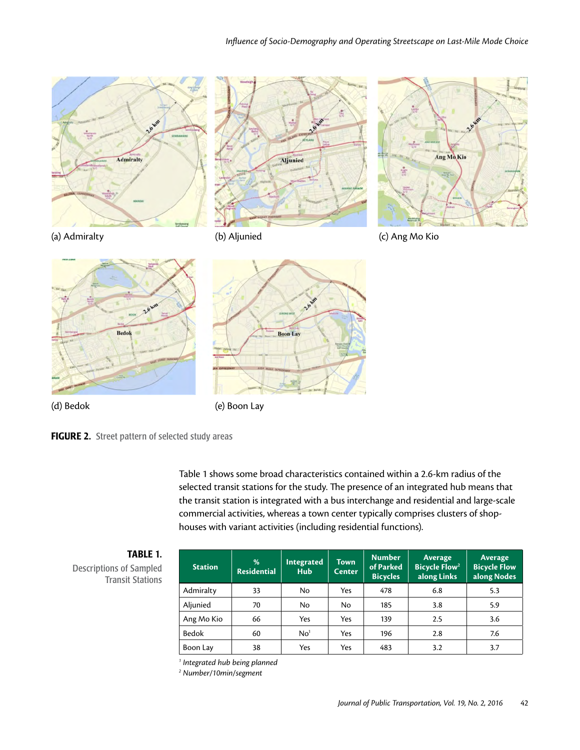(a) Admiralty

(b) Aljunied

(c) Ang Mo Kio

(d) Bedok

(e) Boon Lay

**FIGURE 2.** Street pattern of selected study areas

Table 1 shows some broad characteristics contained within a 2.6-km radius of the selected transit stations for the study. The presence of an integrated hub means that the transit station is integrated with a bus interchange and residential and large-scale commercial activities, whereas a town center typically comprises clusters of shop-houses with variant activities (including residential functions).

**TABLE 1.** Descriptions of Sampled Transit Stations

| Station | % Residential | Integrated Hub | Town Center | Number of Parked Bicycles | Average Bicycle Flow[2] along Links | Average Bicycle Flow along Nodes |
|---|---|---|---|---|---|---|
| Admiralty | 33 | No | Yes | 478 | 6.8 | 5.3 |
| Aljunied | 70 | No | No | 185 | 3.8 | 5.9 |
| Ang Mo Kio | 66 | Yes | Yes | 139 | 2.5 | 3.6 |
| Bedok | 60 | No[1] | Yes | 196 | 2.8 | 7.6 |
| Boon Lay | 38 | Yes | Yes | 483 | 3.2 | 3.7 |

[1] *Integrated hub being planned*

[2] *Number/10min/segment*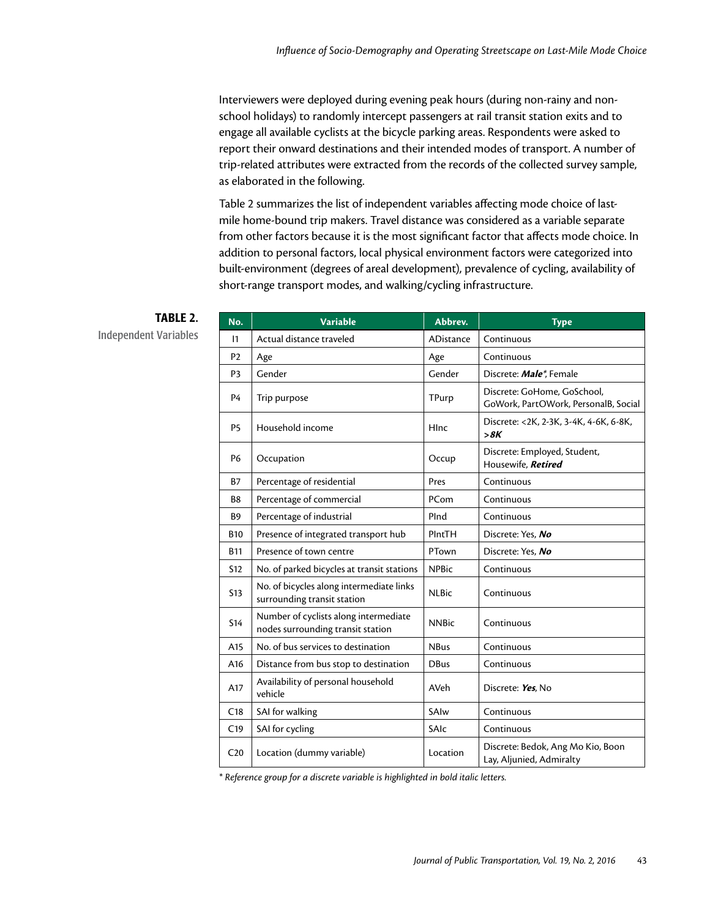Interviewers were deployed during evening peak hours (during non-rainy and non-school holidays) to randomly intercept passengers at rail transit station exits and to engage all available cyclists at the bicycle parking areas. Respondents were asked to report their onward destinations and their intended modes of transport. A number of trip-related attributes were extracted from the records of the collected survey sample, as elaborated in the following.

Table 2 summarizes the list of independent variables affecting mode choice of last-mile home-bound trip makers. Travel distance was considered as a variable separate from other factors because it is the most significant factor that affects mode choice. In addition to personal factors, local physical environment factors were categorized into built-environment (degrees of areal development), prevalence of cycling, availability of short-range transport modes, and walking/cycling infrastructure.

**TABLE 2.**
Independent Variables

| No. | Variable | Abbrev. | Type |
|---|---|---|---|
| I1 | Actual distance traveled | ADistance | Continuous |
| P2 | Age | Age | Continuous |
| P3 | Gender | Gender | Discrete: ***Male****, Female |
| P4 | Trip purpose | TPurp | Discrete: GoHome, GoSchool, GoWork, PartOWork, PersonalB, Social |
| P5 | Household income | HInc | Discrete: <2K, 2-3K, 3-4K, 4-6K, 6-8K, ***>8K*** |
| P6 | Occupation | Occup | Discrete: Employed, Student, Housewife, ***Retired*** |
| B7 | Percentage of residential | Pres | Continuous |
| B8 | Percentage of commercial | PCom | Continuous |
| B9 | Percentage of industrial | PInd | Continuous |
| B10 | Presence of integrated transport hub | PIntTH | Discrete: Yes, ***No*** |
| B11 | Presence of town centre | PTown | Discrete: Yes, ***No*** |
| S12 | No. of parked bicycles at transit stations | NPBic | Continuous |
| S13 | No. of bicycles along intermediate links surrounding transit station | NLBic | Continuous |
| S14 | Number of cyclists along intermediate nodes surrounding transit station | NNBic | Continuous |
| A15 | No. of bus services to destination | NBus | Continuous |
| A16 | Distance from bus stop to destination | DBus | Continuous |
| A17 | Availability of personal household vehicle | AVeh | Discrete: ***Yes***, No |
| C18 | SAI for walking | SAIw | Continuous |
| C19 | SAI for cycling | SAIc | Continuous |
| C20 | Location (dummy variable) | Location | Discrete: Bedok, Ang Mo Kio, Boon Lay, Aljunied, Admiralty |

*\* Reference group for a discrete variable is highlighted in bold italic letters.*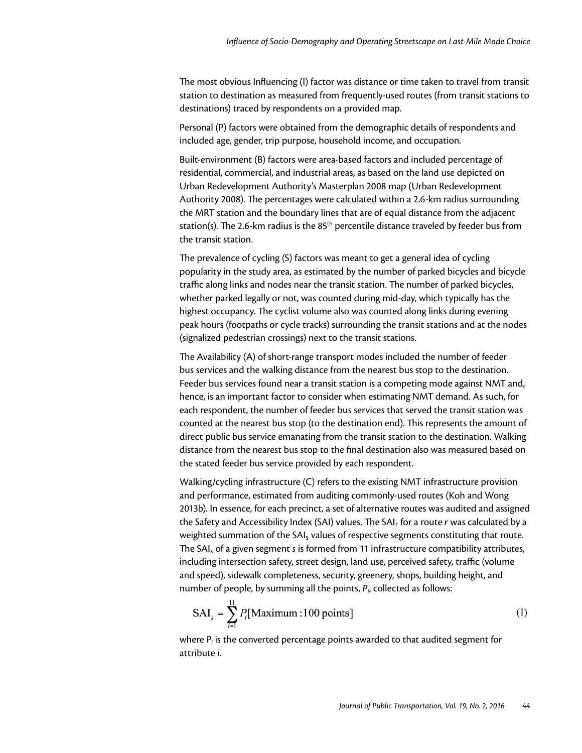The most obvious Influencing (I) factor was distance or time taken to travel from transit station to destination as measured from frequently-used routes (from transit stations to destinations) traced by respondents on a provided map.

Personal (P) factors were obtained from the demographic details of respondents and included age, gender, trip purpose, household income, and occupation.

Built-environment (B) factors were area-based factors and included percentage of residential, commercial, and industrial areas, as based on the land use depicted on Urban Redevelopment Authority's Masterplan 2008 map (Urban Redevelopment Authority 2008). The percentages were calculated within a 2.6-km radius surrounding the MRT station and the boundary lines that are of equal distance from the adjacent station(s). The 2.6-km radius is the 85$^{th}$ percentile distance traveled by feeder bus from the transit station.

The prevalence of cycling (S) factors was meant to get a general idea of cycling popularity in the study area, as estimated by the number of parked bicycles and bicycle traffic along links and nodes near the transit station. The number of parked bicycles, whether parked legally or not, was counted during mid-day, which typically has the highest occupancy. The cyclist volume also was counted along links during evening peak hours (footpaths or cycle tracks) surrounding the transit stations and at the nodes (signalized pedestrian crossings) next to the transit stations.

The Availability (A) of short-range transport modes included the number of feeder bus services and the walking distance from the nearest bus stop to the destination. Feeder bus services found near a transit station is a competing mode against NMT and, hence, is an important factor to consider when estimating NMT demand. As such, for each respondent, the number of feeder bus services that served the transit station was counted at the nearest bus stop (to the destination end). This represents the amount of direct public bus service emanating from the transit station to the destination. Walking distance from the nearest bus stop to the final destination also was measured based on the stated feeder bus service provided by each respondent.

Walking/cycling infrastructure (C) refers to the existing NMT infrastructure provision and performance, estimated from auditing commonly-used routes (Koh and Wong 2013b). In essence, for each precinct, a set of alternative routes was audited and assigned the Safety and Accessibility Index (SAI) values. The $SAI_r$ for a route *r* was calculated by a weighted summation of the $SAI_s$ values of respective segments constituting that route. The $SAI_s$ of a given segment *s* is formed from 11 infrastructure compatibility attributes, including intersection safety, street design, land use, perceived safety, traffic (volume and speed), sidewalk completeness, security, greenery, shops, building height, and number of people, by summing all the points, $P_i$, collected as follows:

$$\text{SAI}_s = \sum_{i=1}^{11} P_i[\text{Maximum}: 100 \text{ points}] \tag{1}$$

where $P_i$ is the converted percentage points awarded to that audited segment for attribute *i*.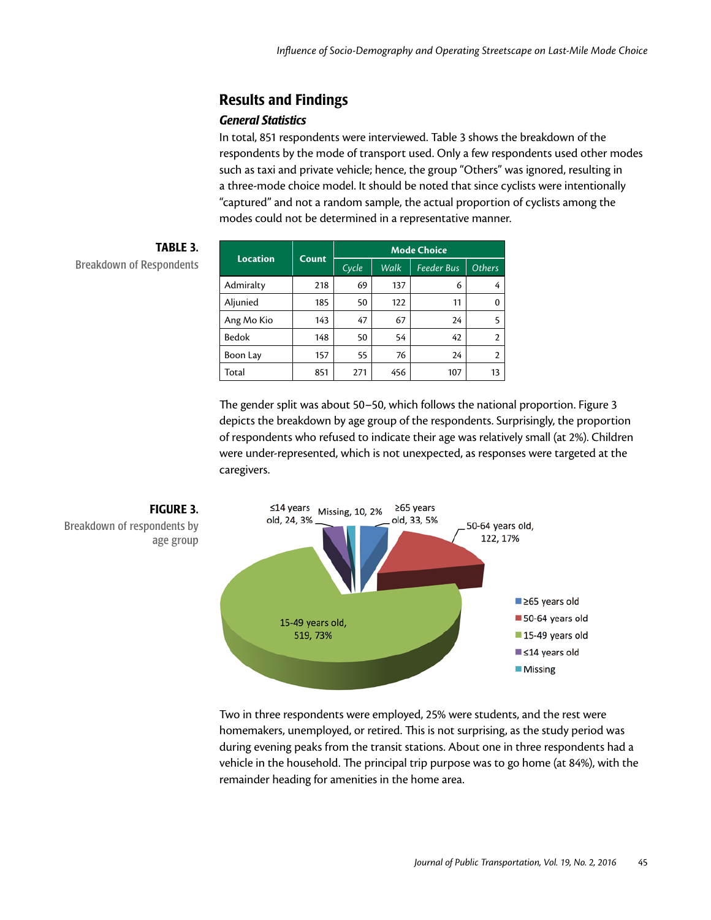## Results and Findings

### *General Statistics*

In total, 851 respondents were interviewed. Table 3 shows the breakdown of the respondents by the mode of transport used. Only a few respondents used other modes such as taxi and private vehicle; hence, the group "Others" was ignored, resulting in a three-mode choice model. It should be noted that since cyclists were intentionally "captured" and not a random sample, the actual proportion of cyclists among the modes could not be determined in a representative manner.

**TABLE 3.** Breakdown of Respondents

| Location | Count | Mode Choice | | | |
|---|---|---|---|---|---|
| | | *Cycle* | *Walk* | *Feeder Bus* | *Others* |
| Admiralty | 218 | 69 | 137 | 6 | 4 |
| Aljunied | 185 | 50 | 122 | 11 | 0 |
| Ang Mo Kio | 143 | 47 | 67 | 24 | 5 |
| Bedok | 148 | 50 | 54 | 42 | 2 |
| Boon Lay | 157 | 55 | 76 | 24 | 2 |
| Total | 851 | 271 | 456 | 107 | 13 |

The gender split was about 50–50, which follows the national proportion. Figure 3 depicts the breakdown by age group of the respondents. Surprisingly, the proportion of respondents who refused to indicate their age was relatively small (at 2%). Children were under-represented, which is not unexpected, as responses were targeted at the caregivers.

**FIGURE 3.** Breakdown of respondents by age group

Two in three respondents were employed, 25% were students, and the rest were homemakers, unemployed, or retired. This is not surprising, as the study period was during evening peaks from the transit stations. About one in three respondents had a vehicle in the household. The principal trip purpose was to go home (at 84%), with the remainder heading for amenities in the home area.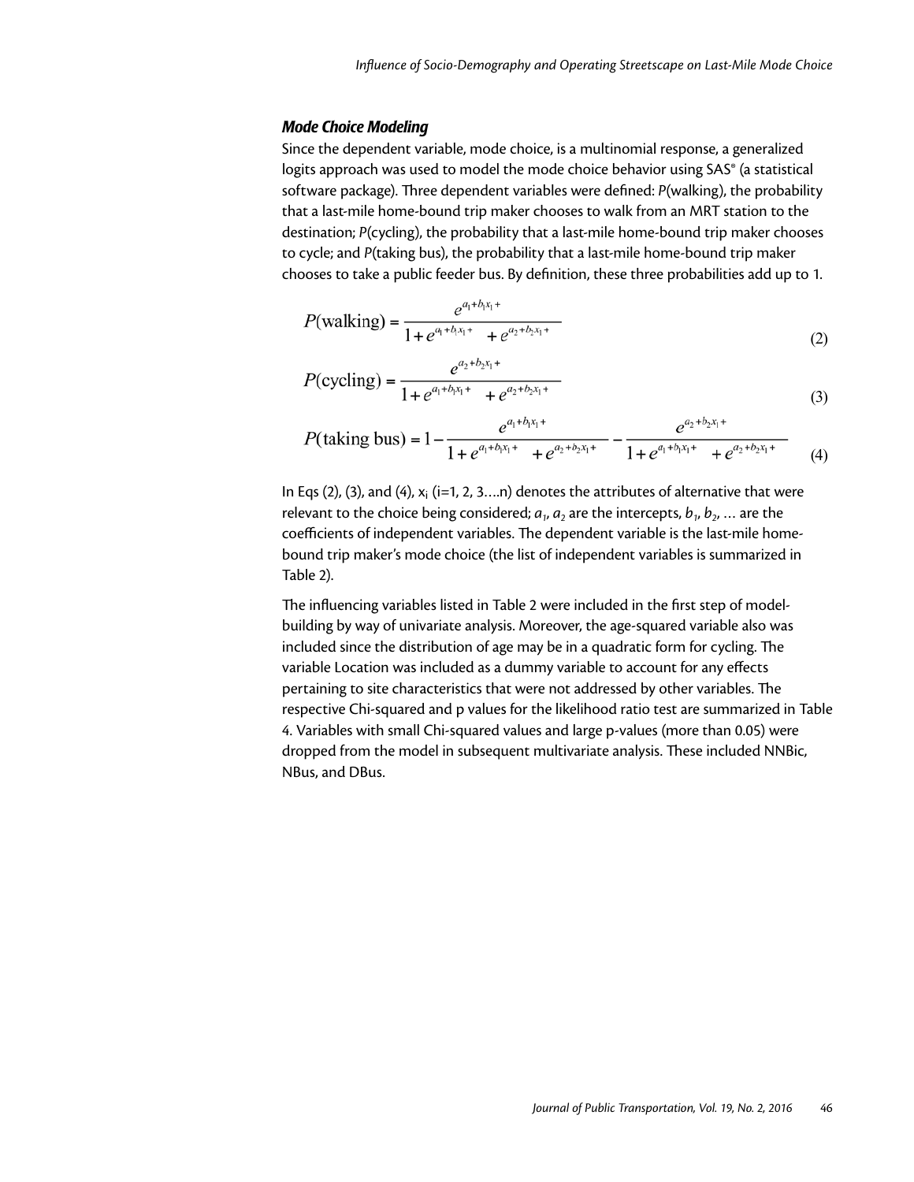### *Mode Choice Modeling*

Since the dependent variable, mode choice, is a multinomial response, a generalized logits approach was used to model the mode choice behavior using SAS® (a statistical software package). Three dependent variables were defined: *P*(walking), the probability that a last-mile home-bound trip maker chooses to walk from an MRT station to the destination; *P*(cycling), the probability that a last-mile home-bound trip maker chooses to cycle; and *P*(taking bus), the probability that a last-mile home-bound trip maker chooses to take a public feeder bus. By definition, these three probabilities add up to 1.

$$P(\text{walking}) = \frac{e^{a_1+b_1x_1+}}{1+e^{a_1+b_1x_1+} \quad +e^{a_2+b_2x_1+}} \tag{2}$$

$$P(\text{cycling}) = \frac{e^{a_2+b_2x_1+}}{1+e^{a_1+b_1x_1+} \quad +e^{a_2+b_2x_1+}} \tag{3}$$

$$P(\text{taking bus}) = 1-\frac{e^{a_1+b_1x_1+}}{1+e^{a_1+b_1x_1+} \quad +e^{a_2+b_2x_1+}}-\frac{e^{a_2+b_2x_1+}}{1+e^{a_1+b_1x_1+} \quad +e^{a_2+b_2x_1+}} \tag{4}$$

In Eqs (2), (3), and (4), $x_i$ (i=1, 2, 3….n) denotes the attributes of alternative that were relevant to the choice being considered; $a_1$, $a_2$ are the intercepts, $b_1$, $b_2$, … are the coefficients of independent variables. The dependent variable is the last-mile home-bound trip maker's mode choice (the list of independent variables is summarized in Table 2).

The influencing variables listed in Table 2 were included in the first step of model-building by way of univariate analysis. Moreover, the age-squared variable also was included since the distribution of age may be in a quadratic form for cycling. The variable Location was included as a dummy variable to account for any effects pertaining to site characteristics that were not addressed by other variables. The respective Chi-squared and p values for the likelihood ratio test are summarized in Table 4. Variables with small Chi-squared values and large p-values (more than 0.05) were dropped from the model in subsequent multivariate analysis. These included NNBic, NBus, and DBus.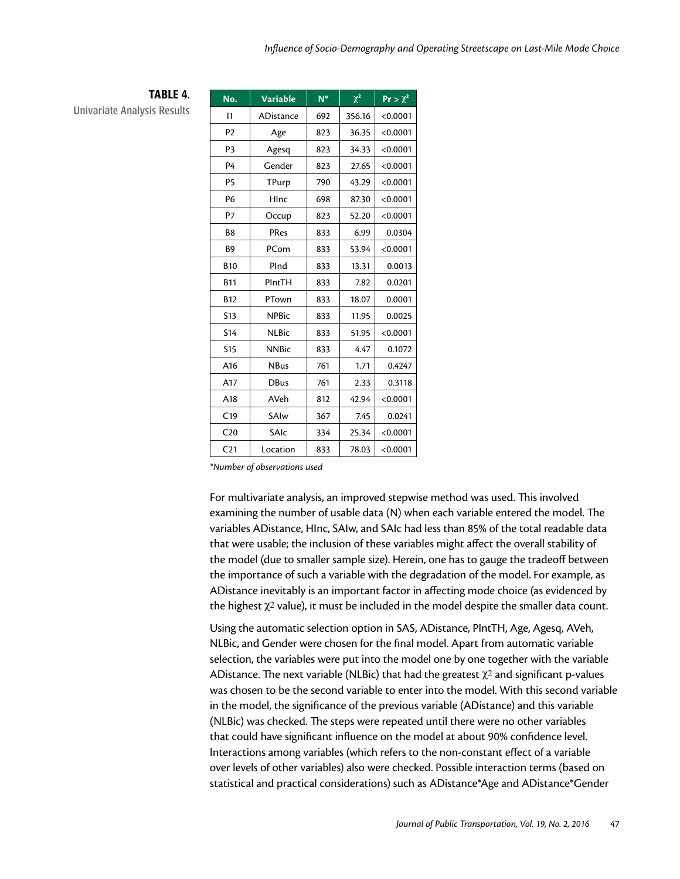**TABLE 4.**
Univariate Analysis Results

| No. | Variable | N* | $\chi^2$ | Pr > $\chi^2$ |
|---|---|---|---|---|
| I1 | ADistance | 692 | 356.16 | <0.0001 |
| P2 | Age | 823 | 36.35 | <0.0001 |
| P3 | Agesq | 823 | 34.33 | <0.0001 |
| P4 | Gender | 823 | 27.65 | <0.0001 |
| P5 | TPurp | 790 | 43.29 | <0.0001 |
| P6 | HInc | 698 | 87.30 | <0.0001 |
| P7 | Occup | 823 | 52.20 | <0.0001 |
| B8 | PRes | 833 | 6.99 | 0.0304 |
| B9 | PCom | 833 | 53.94 | <0.0001 |
| B10 | PInd | 833 | 13.31 | 0.0013 |
| B11 | PIntTH | 833 | 7.82 | 0.0201 |
| B12 | PTown | 833 | 18.07 | 0.0001 |
| S13 | NPBic | 833 | 11.95 | 0.0025 |
| S14 | NLBic | 833 | 51.95 | <0.0001 |
| S15 | NNBic | 833 | 4.47 | 0.1072 |
| A16 | NBus | 761 | 1.71 | 0.4247 |
| A17 | DBus | 761 | 2.33 | 0.3118 |
| A18 | AVeh | 812 | 42.94 | <0.0001 |
| C19 | SAIw | 367 | 7.45 | 0.0241 |
| C20 | SAIc | 334 | 25.34 | <0.0001 |
| C21 | Location | 833 | 78.03 | <0.0001 |

*Number of observations used*

For multivariate analysis, an improved stepwise method was used. This involved examining the number of usable data (N) when each variable entered the model. The variables ADistance, HInc, SAIw, and SAIc had less than 85% of the total readable data that were usable; the inclusion of these variables might affect the overall stability of the model (due to smaller sample size). Herein, one has to gauge the tradeoff between the importance of such a variable with the degradation of the model. For example, as ADistance inevitably is an important factor in affecting mode choice (as evidenced by the highest $\chi^2$ value), it must be included in the model despite the smaller data count.

Using the automatic selection option in SAS, ADistance, PIntTH, Age, Agesq, AVeh, NLBic, and Gender were chosen for the final model. Apart from automatic variable selection, the variables were put into the model one by one together with the variable ADistance. The next variable (NLBic) that had the greatest $\chi^2$ and significant p-values was chosen to be the second variable to enter into the model. With this second variable in the model, the significance of the previous variable (ADistance) and this variable (NLBic) was checked. The steps were repeated until there were no other variables that could have significant influence on the model at about 90% confidence level. Interactions among variables (which refers to the non-constant effect of a variable over levels of other variables) also were checked. Possible interaction terms (based on statistical and practical considerations) such as ADistance*Age and ADistance*Gender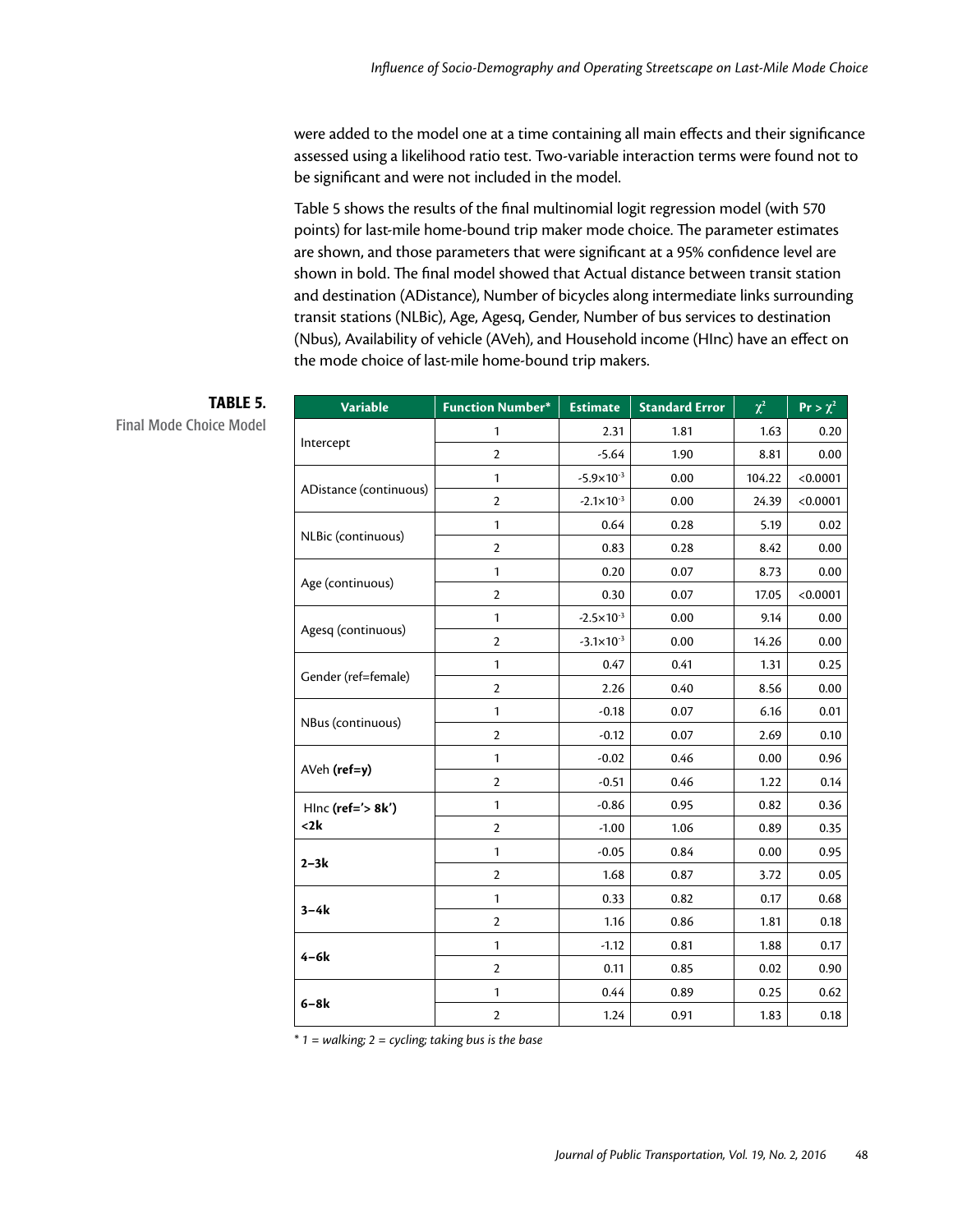were added to the model one at a time containing all main effects and their significance assessed using a likelihood ratio test. Two-variable interaction terms were found not to be significant and were not included in the model.

Table 5 shows the results of the final multinomial logit regression model (with 570 points) for last-mile home-bound trip maker mode choice. The parameter estimates are shown, and those parameters that were significant at a 95% confidence level are shown in bold. The final model showed that Actual distance between transit station and destination (ADistance), Number of bicycles along intermediate links surrounding transit stations (NLBic), Age, Agesq, Gender, Number of bus services to destination (Nbus), Availability of vehicle (AVeh), and Household income (HInc) have an effect on the mode choice of last-mile home-bound trip makers.

**TABLE 5.**
Final Mode Choice Model

| Variable | Function Number* | Estimate | Standard Error | $\chi^2$ | Pr > $\chi^2$ |
|---|---|---|---|---|---|
| Intercept | 1 | 2.31 | 1.81 | 1.63 | 0.20 |
| | 2 | -5.64 | 1.90 | 8.81 | 0.00 |
| ADistance (continuous) | 1 | $-5.9\times10^{-3}$ | 0.00 | 104.22 | <0.0001 |
| | 2 | $-2.1\times10^{-3}$ | 0.00 | 24.39 | <0.0001 |
| NLBic (continuous) | 1 | 0.64 | 0.28 | 5.19 | 0.02 |
| | 2 | 0.83 | 0.28 | 8.42 | 0.00 |
| Age (continuous) | 1 | 0.20 | 0.07 | 8.73 | 0.00 |
| | 2 | 0.30 | 0.07 | 17.05 | <0.0001 |
| Agesq (continuous) | 1 | $-2.5\times10^{-3}$ | 0.00 | 9.14 | 0.00 |
| | 2 | $-3.1\times10^{-3}$ | 0.00 | 14.26 | 0.00 |
| Gender (ref=female) | 1 | 0.47 | 0.41 | 1.31 | 0.25 |
| | 2 | 2.26 | 0.40 | 8.56 | 0.00 |
| NBus (continuous) | 1 | -0.18 | 0.07 | 6.16 | 0.01 |
| | 2 | -0.12 | 0.07 | 2.69 | 0.10 |
| AVeh **(ref=y)** | 1 | -0.02 | 0.46 | 0.00 | 0.96 |
| | 2 | -0.51 | 0.46 | 1.22 | 0.14 |
| HInc **(ref='> 8k')** **<2k** | 1 | -0.86 | 0.95 | 0.82 | 0.36 |
| | 2 | -1.00 | 1.06 | 0.89 | 0.35 |
| **2–3k** | 1 | -0.05 | 0.84 | 0.00 | 0.95 |
| | 2 | 1.68 | 0.87 | 3.72 | 0.05 |
| **3–4k** | 1 | 0.33 | 0.82 | 0.17 | 0.68 |
| | 2 | 1.16 | 0.86 | 1.81 | 0.18 |
| **4–6k** | 1 | -1.12 | 0.81 | 1.88 | 0.17 |
| | 2 | 0.11 | 0.85 | 0.02 | 0.90 |
| **6–8k** | 1 | 0.44 | 0.89 | 0.25 | 0.62 |
| | 2 | 1.24 | 0.91 | 1.83 | 0.18 |

*\* 1 = walking; 2 = cycling; taking bus is the base*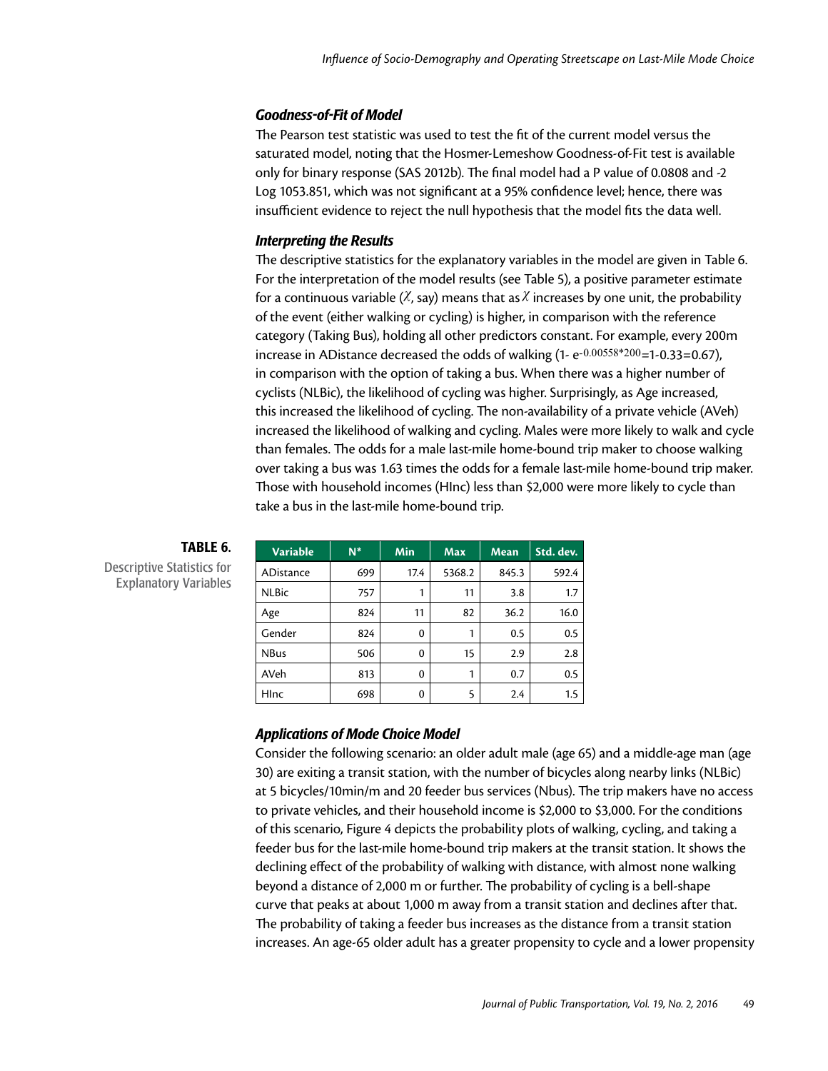### *Goodness-of-Fit of Model*

The Pearson test statistic was used to test the fit of the current model versus the saturated model, noting that the Hosmer-Lemeshow Goodness-of-Fit test is available only for binary response (SAS 2012b). The final model had a P value of 0.0808 and -2 Log 1053.851, which was not significant at a 95% confidence level; hence, there was insufficient evidence to reject the null hypothesis that the model fits the data well.

### *Interpreting the Results*

The descriptive statistics for the explanatory variables in the model are given in Table 6. For the interpretation of the model results (see Table 5), a positive parameter estimate for a continuous variable ($X$, say) means that as $X$ increases by one unit, the probability of the event (either walking or cycling) is higher, in comparison with the reference category (Taking Bus), holding all other predictors constant. For example, every 200m increase in ADistance decreased the odds of walking ($1- e^{-0.00558*200}=1-0.33=0.67$), in comparison with the option of taking a bus. When there was a higher number of cyclists (NLBic), the likelihood of cycling was higher. Surprisingly, as Age increased, this increased the likelihood of cycling. The non-availability of a private vehicle (AVeh) increased the likelihood of walking and cycling. Males were more likely to walk and cycle than females. The odds for a male last-mile home-bound trip maker to choose walking over taking a bus was 1.63 times the odds for a female last-mile home-bound trip maker. Those with household incomes (HInc) less than \$2,000 were more likely to cycle than take a bus in the last-mile home-bound trip.

**TABLE 6.** Descriptive Statistics for Explanatory Variables

| Variable | N* | Min | Max | Mean | Std. dev. |
|---|---|---|---|---|---|
| ADistance | 699 | 17.4 | 5368.2 | 845.3 | 592.4 |
| NLBic | 757 | 1 | 11 | 3.8 | 1.7 |
| Age | 824 | 11 | 82 | 36.2 | 16.0 |
| Gender | 824 | 0 | 1 | 0.5 | 0.5 |
| NBus | 506 | 0 | 15 | 2.9 | 2.8 |
| AVeh | 813 | 0 | 1 | 0.7 | 0.5 |
| HInc | 698 | 0 | 5 | 2.4 | 1.5 |

### *Applications of Mode Choice Model*

Consider the following scenario: an older adult male (age 65) and a middle-age man (age 30) are exiting a transit station, with the number of bicycles along nearby links (NLBic) at 5 bicycles/10min/m and 20 feeder bus services (Nbus). The trip makers have no access to private vehicles, and their household income is \$2,000 to \$3,000. For the conditions of this scenario, Figure 4 depicts the probability plots of walking, cycling, and taking a feeder bus for the last-mile home-bound trip makers at the transit station. It shows the declining effect of the probability of walking with distance, with almost none walking beyond a distance of 2,000 m or further. The probability of cycling is a bell-shape curve that peaks at about 1,000 m away from a transit station and declines after that. The probability of taking a feeder bus increases as the distance from a transit station increases. An age-65 older adult has a greater propensity to cycle and a lower propensity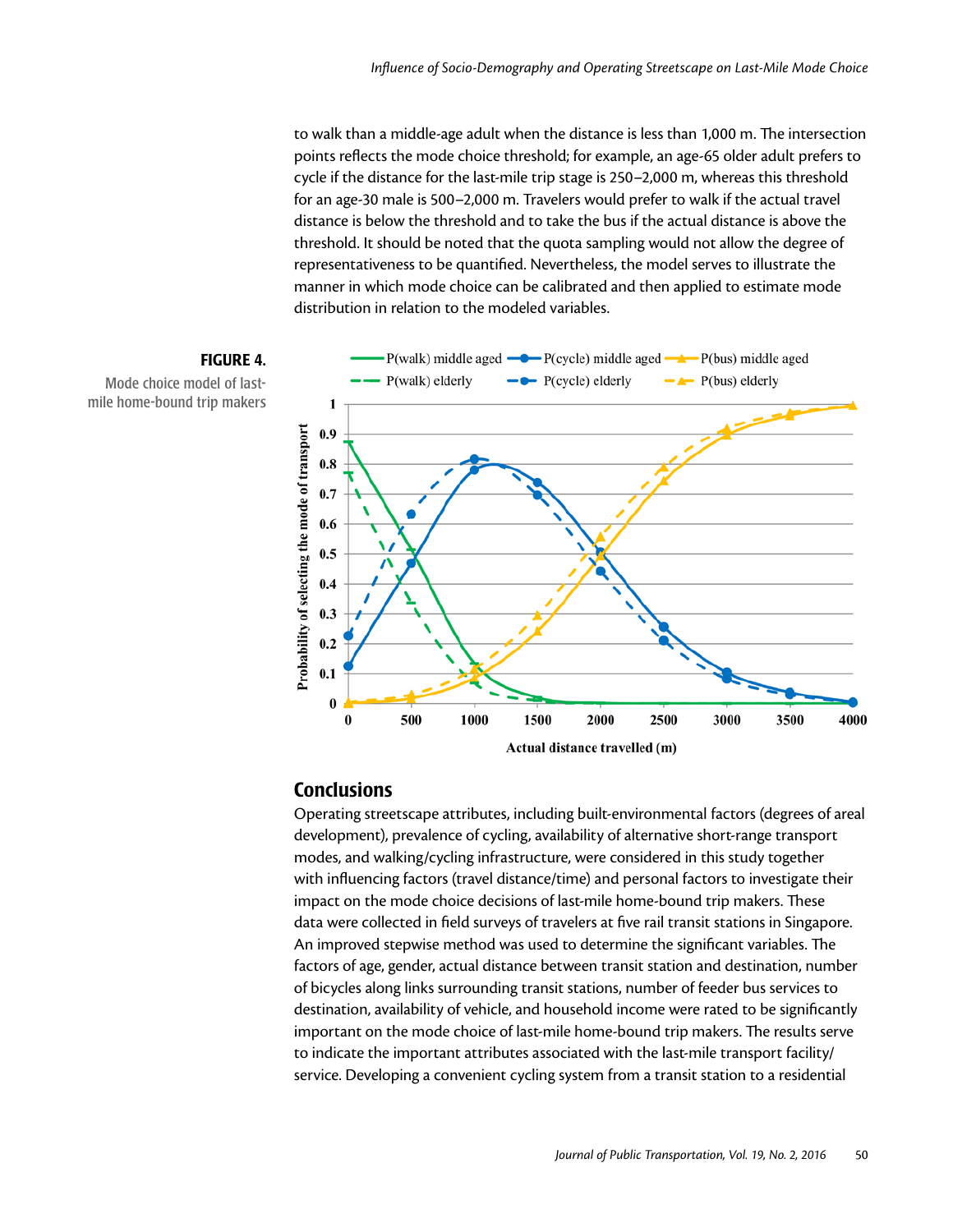to walk than a middle-age adult when the distance is less than 1,000 m. The intersection points reflects the mode choice threshold; for example, an age-65 older adult prefers to cycle if the distance for the last-mile trip stage is 250–2,000 m, whereas this threshold for an age-30 male is 500–2,000 m. Travelers would prefer to walk if the actual travel distance is below the threshold and to take the bus if the actual distance is above the threshold. It should be noted that the quota sampling would not allow the degree of representativeness to be quantified. Nevertheless, the model serves to illustrate the manner in which mode choice can be calibrated and then applied to estimate mode distribution in relation to the modeled variables.

**FIGURE 4.**
Mode choice model of last-mile home-bound trip makers

## Conclusions

Operating streetscape attributes, including built-environmental factors (degrees of areal development), prevalence of cycling, availability of alternative short-range transport modes, and walking/cycling infrastructure, were considered in this study together with influencing factors (travel distance/time) and personal factors to investigate their impact on the mode choice decisions of last-mile home-bound trip makers. These data were collected in field surveys of travelers at five rail transit stations in Singapore. An improved stepwise method was used to determine the significant variables. The factors of age, gender, actual distance between transit station and destination, number of bicycles along links surrounding transit stations, number of feeder bus services to destination, availability of vehicle, and household income were rated to be significantly important on the mode choice of last-mile home-bound trip makers. The results serve to indicate the important attributes associated with the last-mile transport facility/service. Developing a convenient cycling system from a transit station to a residential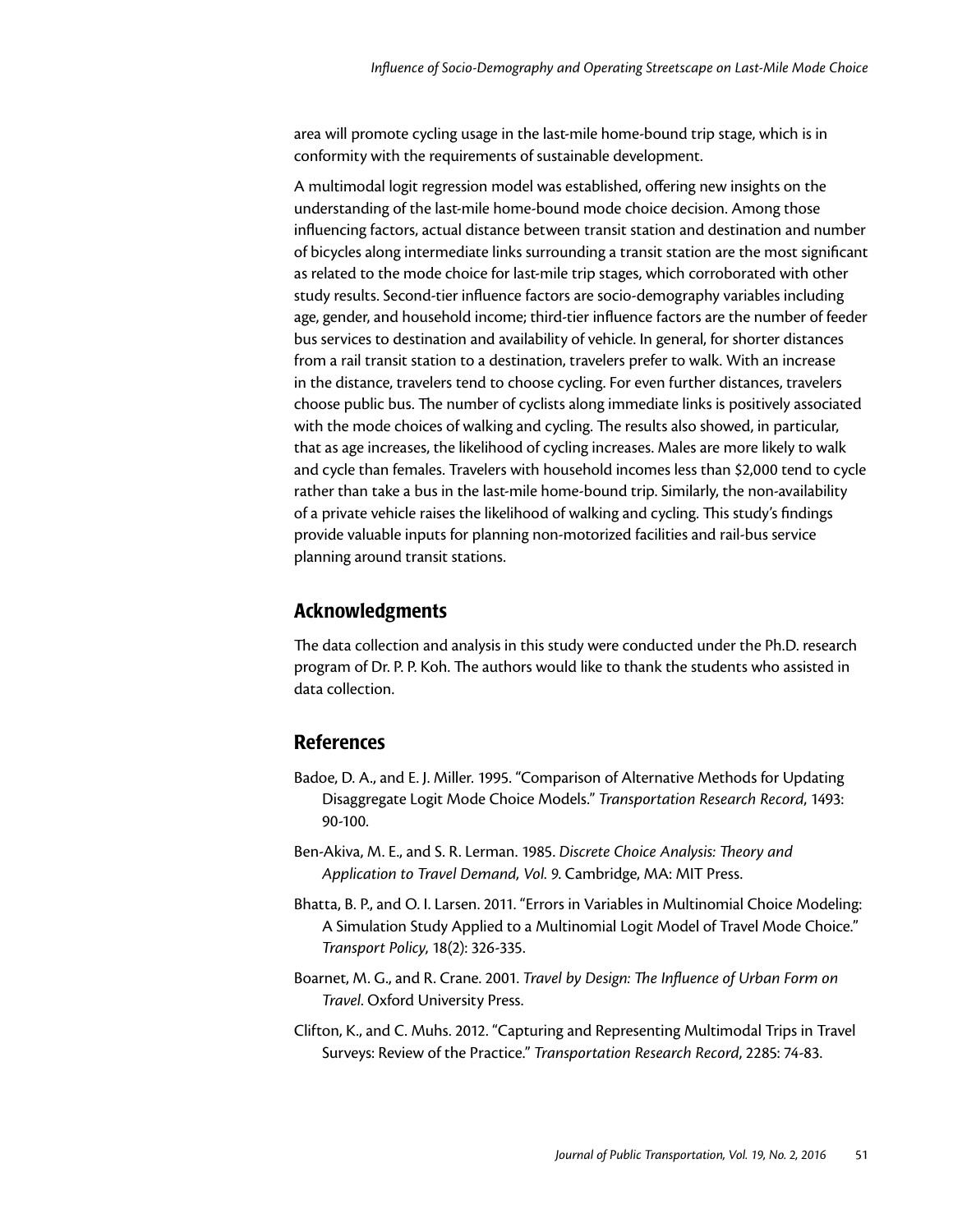area will promote cycling usage in the last-mile home-bound trip stage, which is in conformity with the requirements of sustainable development.

A multimodal logit regression model was established, offering new insights on the understanding of the last-mile home-bound mode choice decision. Among those influencing factors, actual distance between transit station and destination and number of bicycles along intermediate links surrounding a transit station are the most significant as related to the mode choice for last-mile trip stages, which corroborated with other study results. Second-tier influence factors are socio-demography variables including age, gender, and household income; third-tier influence factors are the number of feeder bus services to destination and availability of vehicle. In general, for shorter distances from a rail transit station to a destination, travelers prefer to walk. With an increase in the distance, travelers tend to choose cycling. For even further distances, travelers choose public bus. The number of cyclists along immediate links is positively associated with the mode choices of walking and cycling. The results also showed, in particular, that as age increases, the likelihood of cycling increases. Males are more likely to walk and cycle than females. Travelers with household incomes less than $2,000 tend to cycle rather than take a bus in the last-mile home-bound trip. Similarly, the non-availability of a private vehicle raises the likelihood of walking and cycling. This study's findings provide valuable inputs for planning non-motorized facilities and rail-bus service planning around transit stations.

## Acknowledgments

The data collection and analysis in this study were conducted under the Ph.D. research program of Dr. P. P. Koh. The authors would like to thank the students who assisted in data collection.

## References

Badoe, D. A., and E. J. Miller. 1995. "Comparison of Alternative Methods for Updating Disaggregate Logit Mode Choice Models." *Transportation Research Record*, 1493: 90-100.

Ben-Akiva, M. E., and S. R. Lerman. 1985. *Discrete Choice Analysis: Theory and Application to Travel Demand, Vol. 9*. Cambridge, MA: MIT Press.

Bhatta, B. P., and O. I. Larsen. 2011. "Errors in Variables in Multinomial Choice Modeling: A Simulation Study Applied to a Multinomial Logit Model of Travel Mode Choice." *Transport Policy*, 18(2): 326-335.

Boarnet, M. G., and R. Crane. 2001. *Travel by Design: The Influence of Urban Form on Travel*. Oxford University Press.

Clifton, K., and C. Muhs. 2012. "Capturing and Representing Multimodal Trips in Travel Surveys: Review of the Practice." *Transportation Research Record*, 2285: 74-83.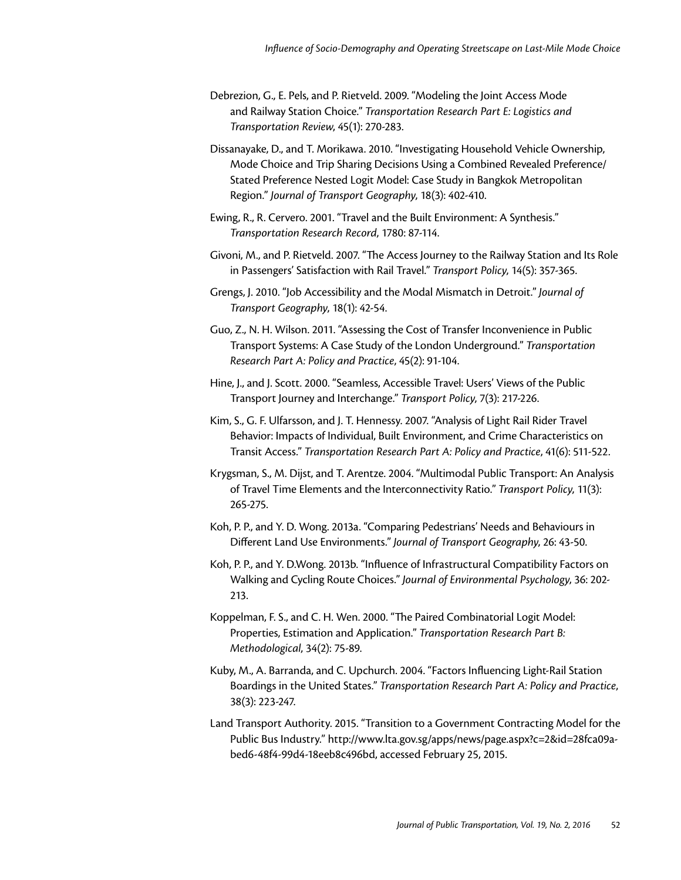Debrezion, G., E. Pels, and P. Rietveld. 2009. "Modeling the Joint Access Mode and Railway Station Choice." *Transportation Research Part E: Logistics and Transportation Review*, 45(1): 270-283.

Dissanayake, D., and T. Morikawa. 2010. "Investigating Household Vehicle Ownership, Mode Choice and Trip Sharing Decisions Using a Combined Revealed Preference/ Stated Preference Nested Logit Model: Case Study in Bangkok Metropolitan Region." *Journal of Transport Geography*, 18(3): 402-410.

Ewing, R., R. Cervero. 2001. "Travel and the Built Environment: A Synthesis." *Transportation Research Record*, 1780: 87-114.

Givoni, M., and P. Rietveld. 2007. "The Access Journey to the Railway Station and Its Role in Passengers' Satisfaction with Rail Travel." *Transport Policy*, 14(5): 357-365.

Grengs, J. 2010. "Job Accessibility and the Modal Mismatch in Detroit." *Journal of Transport Geography*, 18(1): 42-54.

Guo, Z., N. H. Wilson. 2011. "Assessing the Cost of Transfer Inconvenience in Public Transport Systems: A Case Study of the London Underground." *Transportation Research Part A: Policy and Practice*, 45(2): 91-104.

Hine, J., and J. Scott. 2000. "Seamless, Accessible Travel: Users' Views of the Public Transport Journey and Interchange." *Transport Policy*, 7(3): 217-226.

Kim, S., G. F. Ulfarsson, and J. T. Hennessy. 2007. "Analysis of Light Rail Rider Travel Behavior: Impacts of Individual, Built Environment, and Crime Characteristics on Transit Access." *Transportation Research Part A: Policy and Practice*, 41(6): 511-522.

Krygsman, S., M. Dijst, and T. Arentze. 2004. "Multimodal Public Transport: An Analysis of Travel Time Elements and the Interconnectivity Ratio." *Transport Policy*, 11(3): 265-275.

Koh, P. P., and Y. D. Wong. 2013a. "Comparing Pedestrians' Needs and Behaviours in Different Land Use Environments." *Journal of Transport Geography*, 26: 43-50.

Koh, P. P., and Y. D.Wong. 2013b. "Influence of Infrastructural Compatibility Factors on Walking and Cycling Route Choices." *Journal of Environmental Psychology*, 36: 202-213.

Koppelman, F. S., and C. H. Wen. 2000. "The Paired Combinatorial Logit Model: Properties, Estimation and Application." *Transportation Research Part B: Methodological*, 34(2): 75-89.

Kuby, M., A. Barranda, and C. Upchurch. 2004. "Factors Influencing Light-Rail Station Boardings in the United States." *Transportation Research Part A: Policy and Practice*, 38(3): 223-247.

Land Transport Authority. 2015. "Transition to a Government Contracting Model for the Public Bus Industry." http://www.lta.gov.sg/apps/news/page.aspx?c=2&id=28fca09a-bed6-48f4-99d4-18eeb8c496bd, accessed February 25, 2015.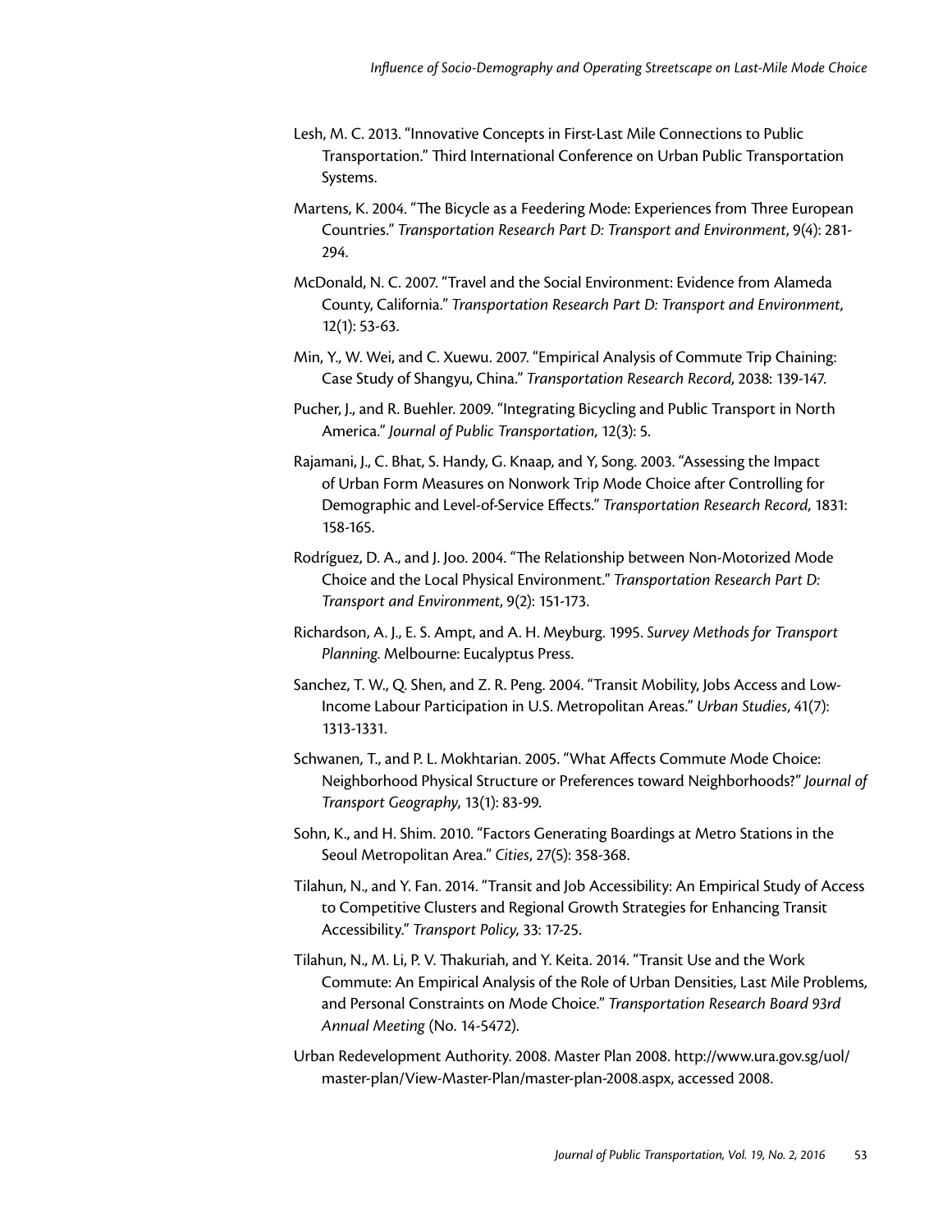Lesh, M. C. 2013. "Innovative Concepts in First-Last Mile Connections to Public Transportation." Third International Conference on Urban Public Transportation Systems.

Martens, K. 2004. "The Bicycle as a Feedering Mode: Experiences from Three European Countries." *Transportation Research Part D: Transport and Environment*, 9(4): 281-294.

McDonald, N. C. 2007. "Travel and the Social Environment: Evidence from Alameda County, California." *Transportation Research Part D: Transport and Environment*, 12(1): 53-63.

Min, Y., W. Wei, and C. Xuewu. 2007. "Empirical Analysis of Commute Trip Chaining: Case Study of Shangyu, China." *Transportation Research Record*, 2038: 139-147.

Pucher, J., and R. Buehler. 2009. "Integrating Bicycling and Public Transport in North America." *Journal of Public Transportation*, 12(3): 5.

Rajamani, J., C. Bhat, S. Handy, G. Knaap, and Y, Song. 2003. "Assessing the Impact of Urban Form Measures on Nonwork Trip Mode Choice after Controlling for Demographic and Level-of-Service Effects." *Transportation Research Record*, 1831: 158-165.

Rodríguez, D. A., and J. Joo. 2004. "The Relationship between Non-Motorized Mode Choice and the Local Physical Environment." *Transportation Research Part D: Transport and Environment*, 9(2): 151-173.

Richardson, A. J., E. S. Ampt, and A. H. Meyburg. 1995. *Survey Methods for Transport Planning*. Melbourne: Eucalyptus Press.

Sanchez, T. W., Q. Shen, and Z. R. Peng. 2004. "Transit Mobility, Jobs Access and Low-Income Labour Participation in U.S. Metropolitan Areas." *Urban Studies*, 41(7): 1313-1331.

Schwanen, T., and P. L. Mokhtarian. 2005. "What Affects Commute Mode Choice: Neighborhood Physical Structure or Preferences toward Neighborhoods?" *Journal of Transport Geography*, 13(1): 83-99.

Sohn, K., and H. Shim. 2010. "Factors Generating Boardings at Metro Stations in the Seoul Metropolitan Area." *Cities*, 27(5): 358-368.

Tilahun, N., and Y. Fan. 2014. "Transit and Job Accessibility: An Empirical Study of Access to Competitive Clusters and Regional Growth Strategies for Enhancing Transit Accessibility." *Transport Policy*, 33: 17-25.

Tilahun, N., M. Li, P. V. Thakuriah, and Y. Keita. 2014. "Transit Use and the Work Commute: An Empirical Analysis of the Role of Urban Densities, Last Mile Problems, and Personal Constraints on Mode Choice." *Transportation Research Board 93rd Annual Meeting* (No. 14-5472).

Urban Redevelopment Authority. 2008. Master Plan 2008. http://www.ura.gov.sg/uol/master-plan/View-Master-Plan/master-plan-2008.aspx, accessed 2008.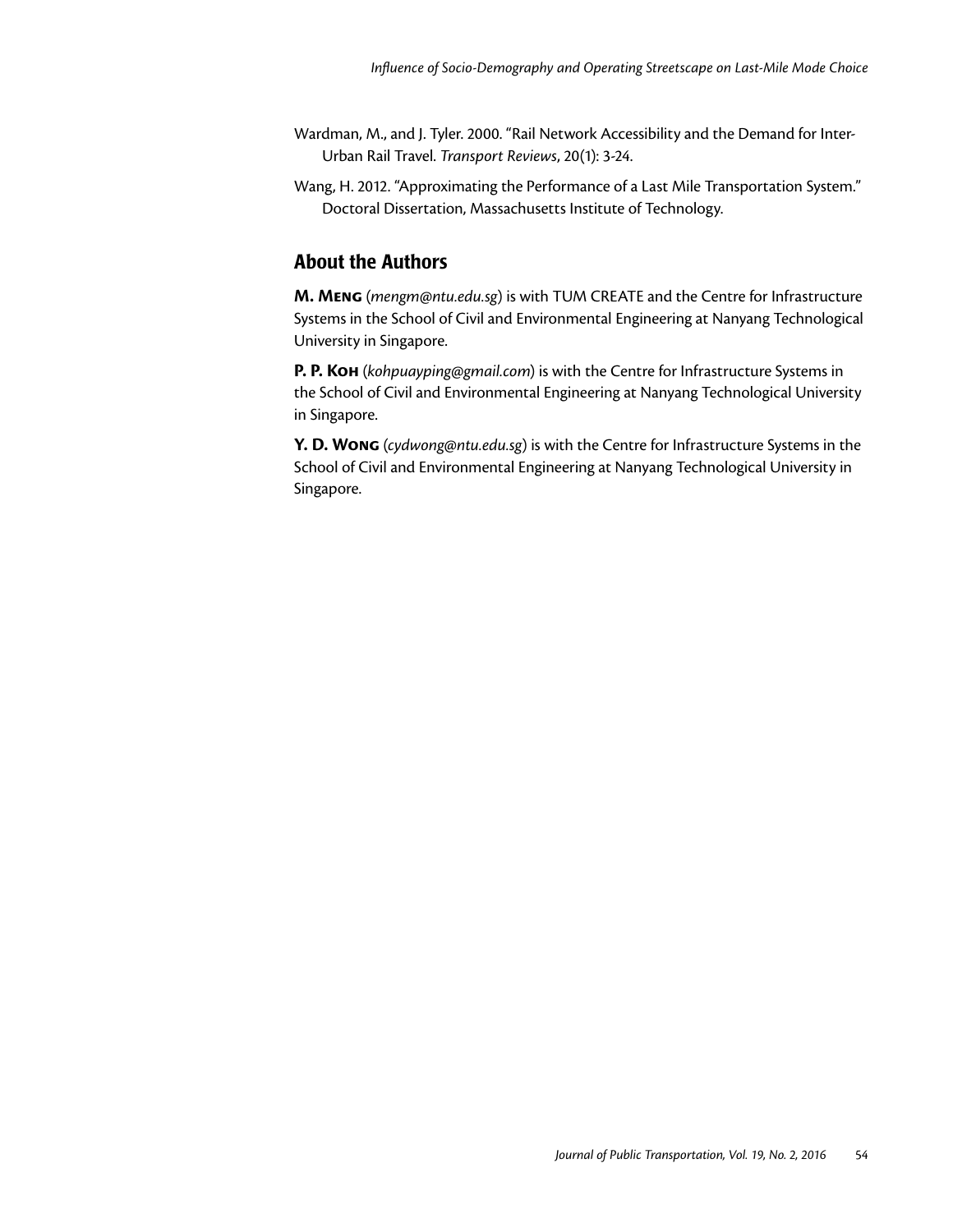Wardman, M., and J. Tyler. 2000. "Rail Network Accessibility and the Demand for Inter-Urban Rail Travel. *Transport Reviews*, 20(1): 3-24.

Wang, H. 2012. "Approximating the Performance of a Last Mile Transportation System." Doctoral Dissertation, Massachusetts Institute of Technology.

## About the Authors

**M. Meng** (*mengm@ntu.edu.sg*) is with TUM CREATE and the Centre for Infrastructure Systems in the School of Civil and Environmental Engineering at Nanyang Technological University in Singapore.

**P. P. Koh** (*kohpuayping@gmail.com*) is with the Centre for Infrastructure Systems in the School of Civil and Environmental Engineering at Nanyang Technological University in Singapore.

**Y. D. Wong** (*cydwong@ntu.edu.sg*) is with the Centre for Infrastructure Systems in the School of Civil and Environmental Engineering at Nanyang Technological University in Singapore.